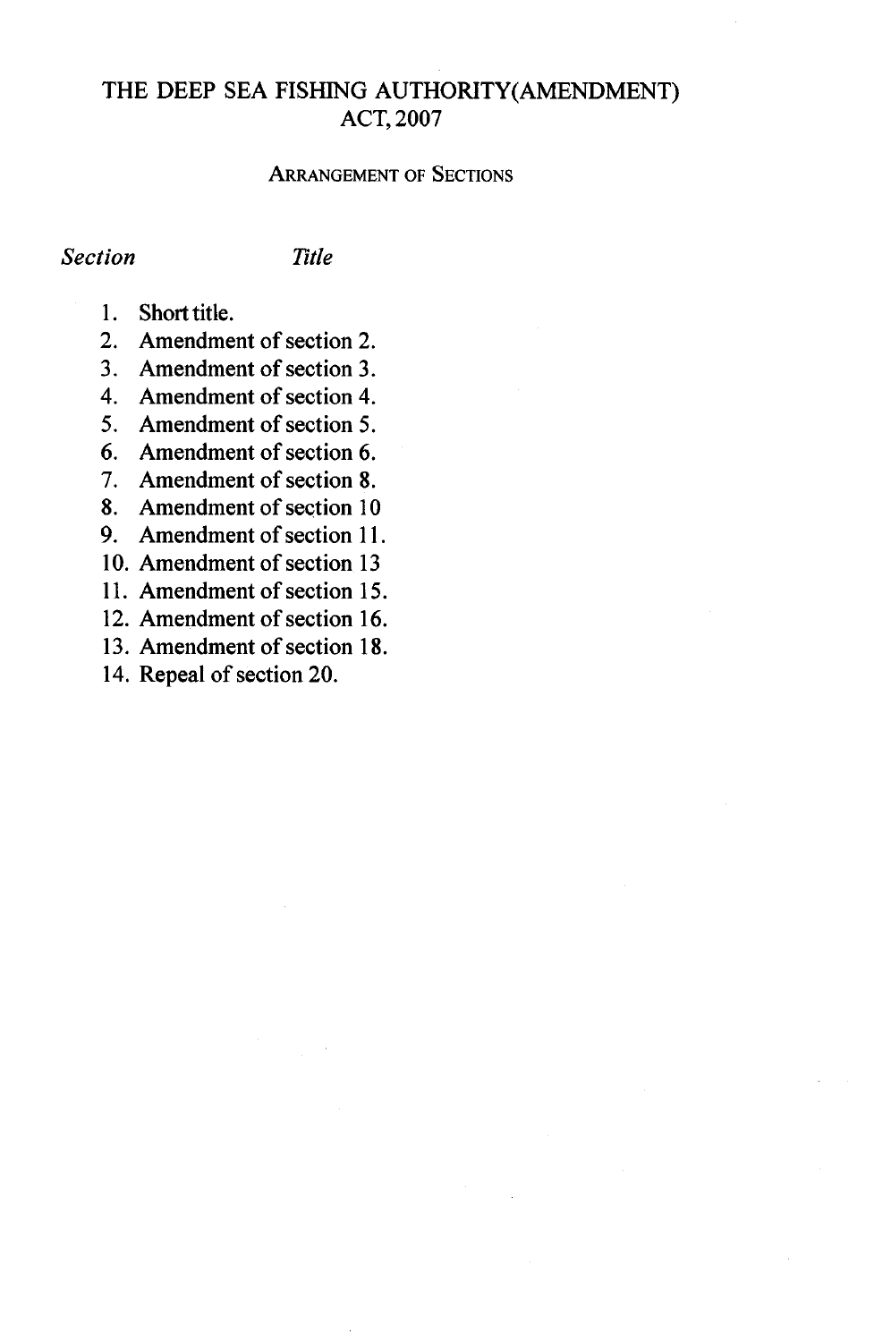# THE DEEP SEA FISHING AUTHORITY(AMENDMENT) ACT, 2007

## ARRANGEMENT OF SECTIONS

| *Section* | *Title* |
| --- | --- |
| 1. | Short title. |
| 2. | Amendment of section 2. |
| 3. | Amendment of section 3. |
| 4. | Amendment of section 4. |
| 5. | Amendment of section 5. |
| 6. | Amendment of section 6. |
| 7. | Amendment of section 8. |
| 8. | Amendment of section 10 |
| 9. | Amendment of section 11. |
| 10. | Amendment of section 13 |
| 11. | Amendment of section 15. |
| 12. | Amendment of section 16. |
| 13. | Amendment of section 18. |
| 14. | Repeal of section 20. |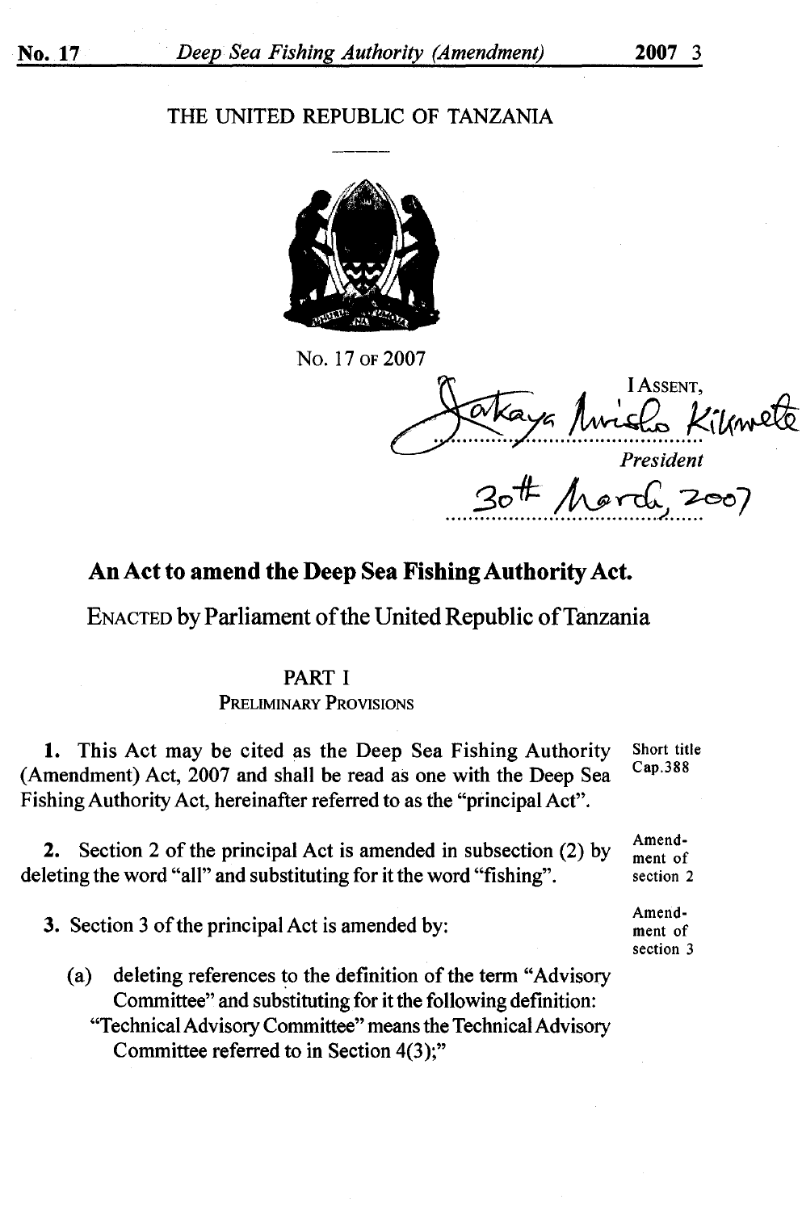THE UNITED REPUBLIC OF TANZANIA

No. 17 of 2007

I Assent,

Jakaya Mrisho Kikwete

*President*

30th March, 2007

## An Act to amend the Deep Sea Fishing Authority Act.

Enacted by Parliament of the United Republic of Tanzania

### PART I
Preliminary Provisions

Short title
Cap.388

**1.** This Act may be cited as the Deep Sea Fishing Authority (Amendment) Act, 2007 and shall be read as one with the Deep Sea Fishing Authority Act, hereinafter referred to as the "principal Act".

Amendment of section 2

**2.** Section 2 of the principal Act is amended in subsection (2) by deleting the word "all" and substituting for it the word "fishing".

Amendment of section 3

**3.** Section 3 of the principal Act is amended by:

(a) deleting references to the definition of the term "Advisory Committee" and substituting for it the following definition:
"Technical Advisory Committee" means the Technical Advisory Committee referred to in Section 4(3);"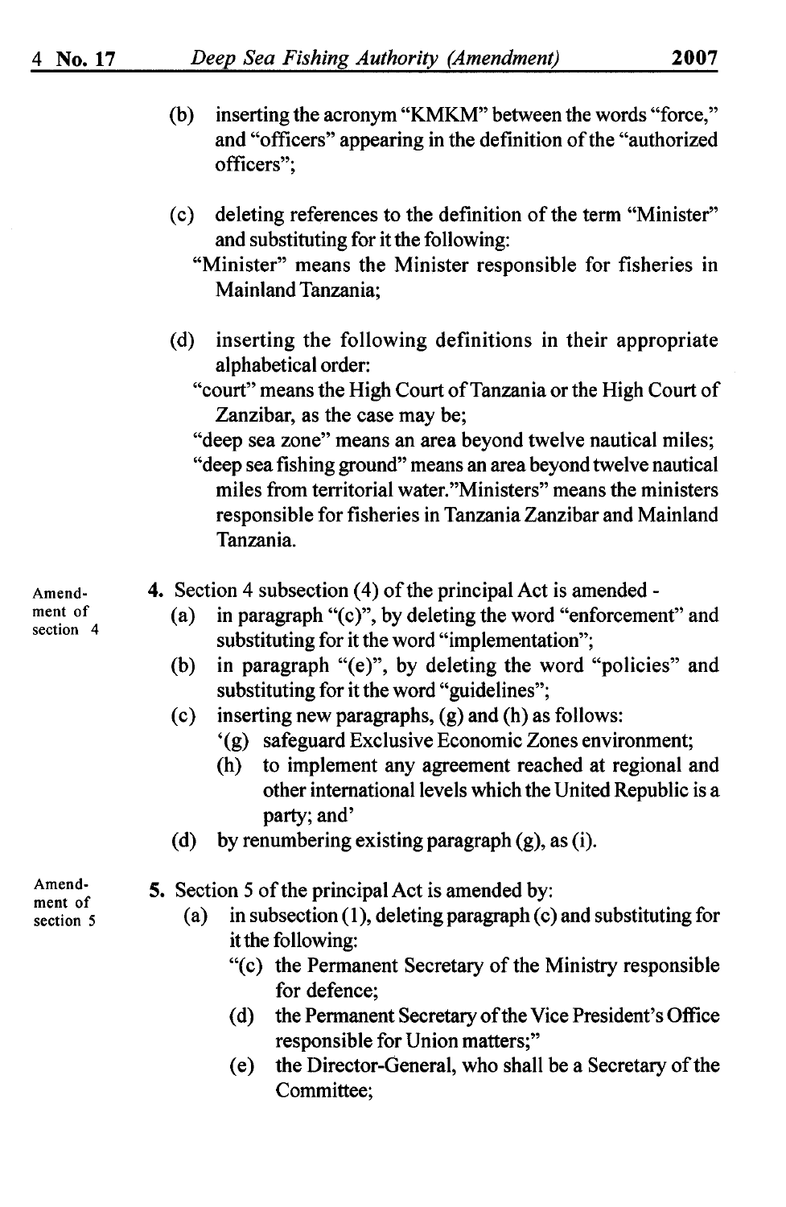(b) inserting the acronym "KMKM" between the words "force," and "officers" appearing in the definition of the "authorized officers";

(c) deleting references to the definition of the term "Minister" and substituting for it the following:
"Minister" means the Minister responsible for fisheries in Mainland Tanzania;

(d) inserting the following definitions in their appropriate alphabetical order:
"court" means the High Court of Tanzania or the High Court of Zanzibar, as the case may be;
"deep sea zone" means an area beyond twelve nautical miles;
"deep sea fishing ground" means an area beyond twelve nautical miles from territorial water."Ministers" means the ministers responsible for fisheries in Tanzania Zanzibar and Mainland Tanzania.

Amendment of section 4

**4.** Section 4 subsection (4) of the principal Act is amended -
- (a) in paragraph "(c)", by deleting the word "enforcement" and substituting for it the word "implementation";
- (b) in paragraph "(e)", by deleting the word "policies" and substituting for it the word "guidelines";
- (c) inserting new paragraphs, (g) and (h) as follows:
  - '(g) safeguard Exclusive Economic Zones environment;
  - (h) to implement any agreement reached at regional and other international levels which the United Republic is a party; and'
- (d) by renumbering existing paragraph (g), as (i).

Amendment of section 5

**5.** Section 5 of the principal Act is amended by:
- (a) in subsection (1), deleting paragraph (c) and substituting for it the following:
  - "(c) the Permanent Secretary of the Ministry responsible for defence;
  - (d) the Permanent Secretary of the Vice President's Office responsible for Union matters;"
  - (e) the Director-General, who shall be a Secretary of the Committee;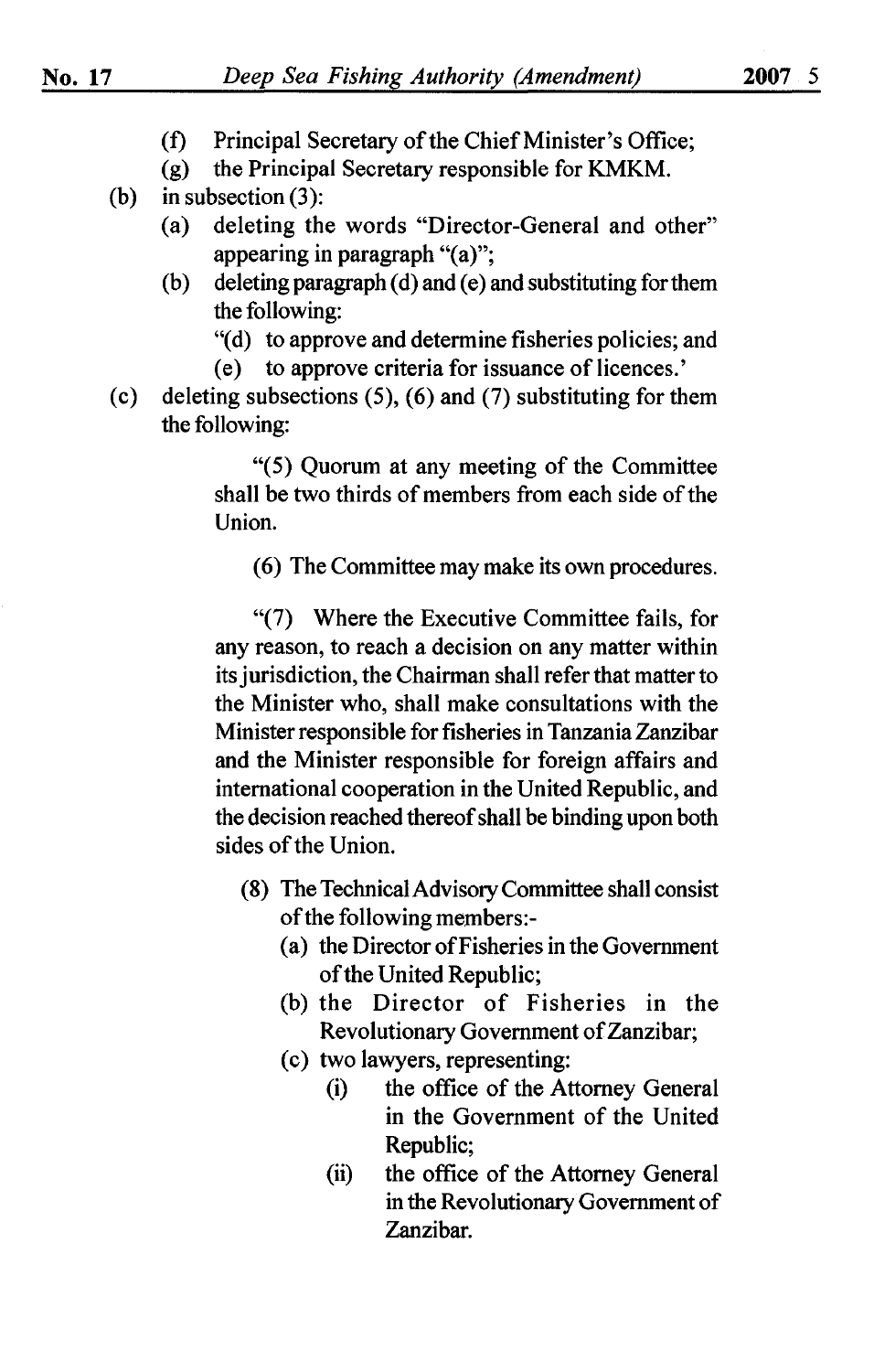(f) Principal Secretary of the Chief Minister's Office;

(g) the Principal Secretary responsible for KMKM.

(b) in subsection (3):

(a) deleting the words "Director-General and other" appearing in paragraph "(a)";

(b) deleting paragraph (d) and (e) and substituting for them the following:

"(d) to approve and determine fisheries policies; and

(e) to approve criteria for issuance of licences.'

(c) deleting subsections (5), (6) and (7) substituting for them the following:

"(5) Quorum at any meeting of the Committee shall be two thirds of members from each side of the Union.

(6) The Committee may make its own procedures.

"(7) Where the Executive Committee fails, for any reason, to reach a decision on any matter within its jurisdiction, the Chairman shall refer that matter to the Minister who, shall make consultations with the Minister responsible for fisheries in Tanzania Zanzibar and the Minister responsible for foreign affairs and international cooperation in the United Republic, and the decision reached thereof shall be binding upon both sides of the Union.

(8) The Technical Advisory Committee shall consist of the following members:-

(a) the Director of Fisheries in the Government of the United Republic;

(b) the Director of Fisheries in the Revolutionary Government of Zanzibar;

(c) two lawyers, representing:

(i) the office of the Attorney General in the Government of the United Republic;

(ii) the office of the Attorney General in the Revolutionary Government of Zanzibar.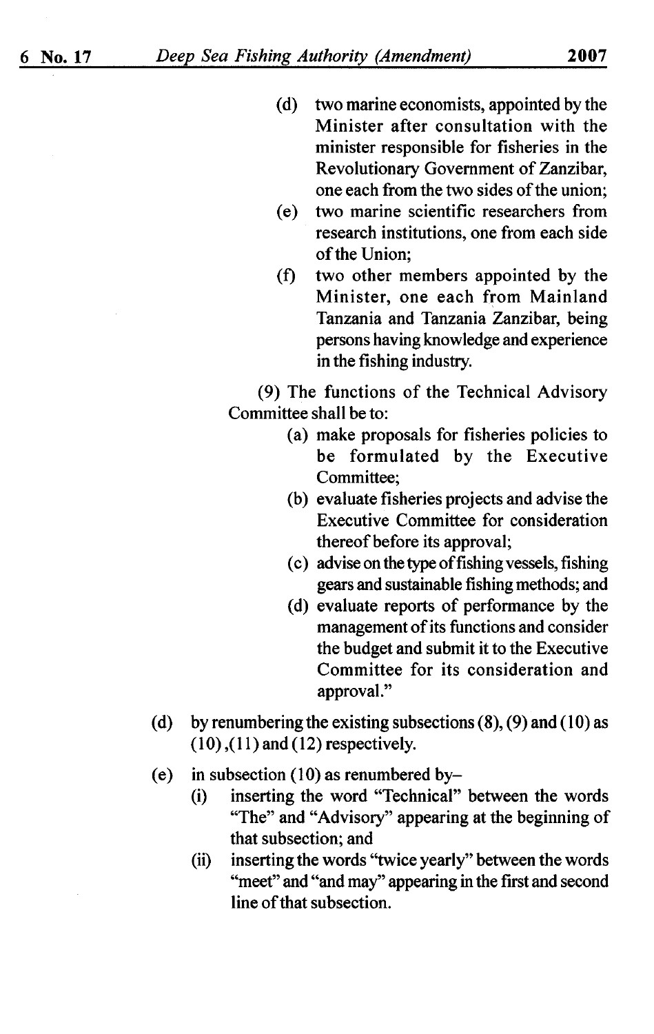(d) two marine economists, appointed by the Minister after consultation with the minister responsible for fisheries in the Revolutionary Government of Zanzibar, one each from the two sides of the union;

(e) two marine scientific researchers from research institutions, one from each side of the Union;

(f) two other members appointed by the Minister, one each from Mainland Tanzania and Tanzania Zanzibar, being persons having knowledge and experience in the fishing industry.

(9) The functions of the Technical Advisory Committee shall be to:

(a) make proposals for fisheries policies to be formulated by the Executive Committee;

(b) evaluate fisheries projects and advise the Executive Committee for consideration thereof before its approval;

(c) advise on the type of fishing vessels, fishing gears and sustainable fishing methods; and

(d) evaluate reports of performance by the management of its functions and consider the budget and submit it to the Executive Committee for its consideration and approval."

(d) by renumbering the existing subsections (8), (9) and (10) as (10), (11) and (12) respectively.

(e) in subsection (10) as renumbered by–

(i) inserting the word "Technical" between the words "The" and "Advisory" appearing at the beginning of that subsection; and

(ii) inserting the words "twice yearly" between the words "meet" and "and may" appearing in the first and second line of that subsection.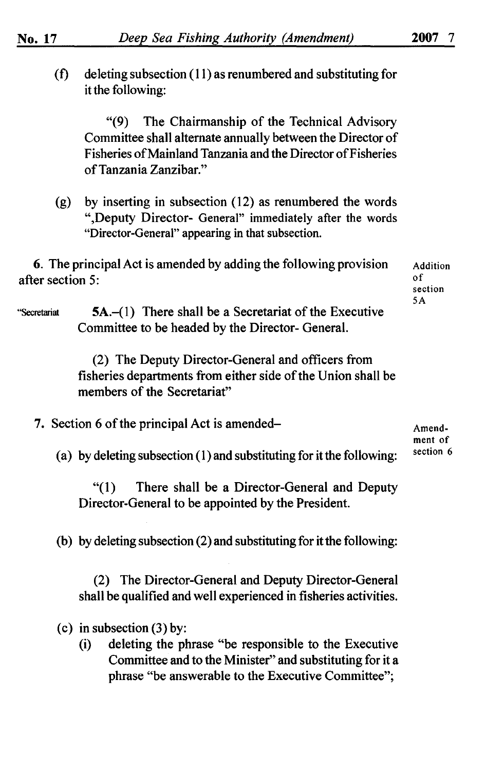(f) deleting subsection (11) as renumbered and substituting for it the following:

> "(9) The Chairmanship of the Technical Advisory Committee shall alternate annually between the Director of Fisheries of Mainland Tanzania and the Director of Fisheries of Tanzania Zanzibar."

(g) by inserting in subsection (12) as renumbered the words ",Deputy Director- General" immediately after the words "Director-General" appearing in that subsection.

**6.** The principal Act is amended by adding the following provision after section 5: *Addition of section 5A*

"Secretariat **5A.**–(1) There shall be a Secretariat of the Executive Committee to be headed by the Director- General.

(2) The Deputy Director-General and officers from fisheries departments from either side of the Union shall be members of the Secretariat"

**7.** Section 6 of the principal Act is amended– *Amendment of section 6*

(a) by deleting subsection (1) and substituting for it the following:

> "(1) There shall be a Director-General and Deputy Director-General to be appointed by the President.

(b) by deleting subsection (2) and substituting for it the following:

> (2) The Director-General and Deputy Director-General shall be qualified and well experienced in fisheries activities.

(c) in subsection (3) by:

(i) deleting the phrase "be responsible to the Executive Committee and to the Minister" and substituting for it a phrase "be answerable to the Executive Committee";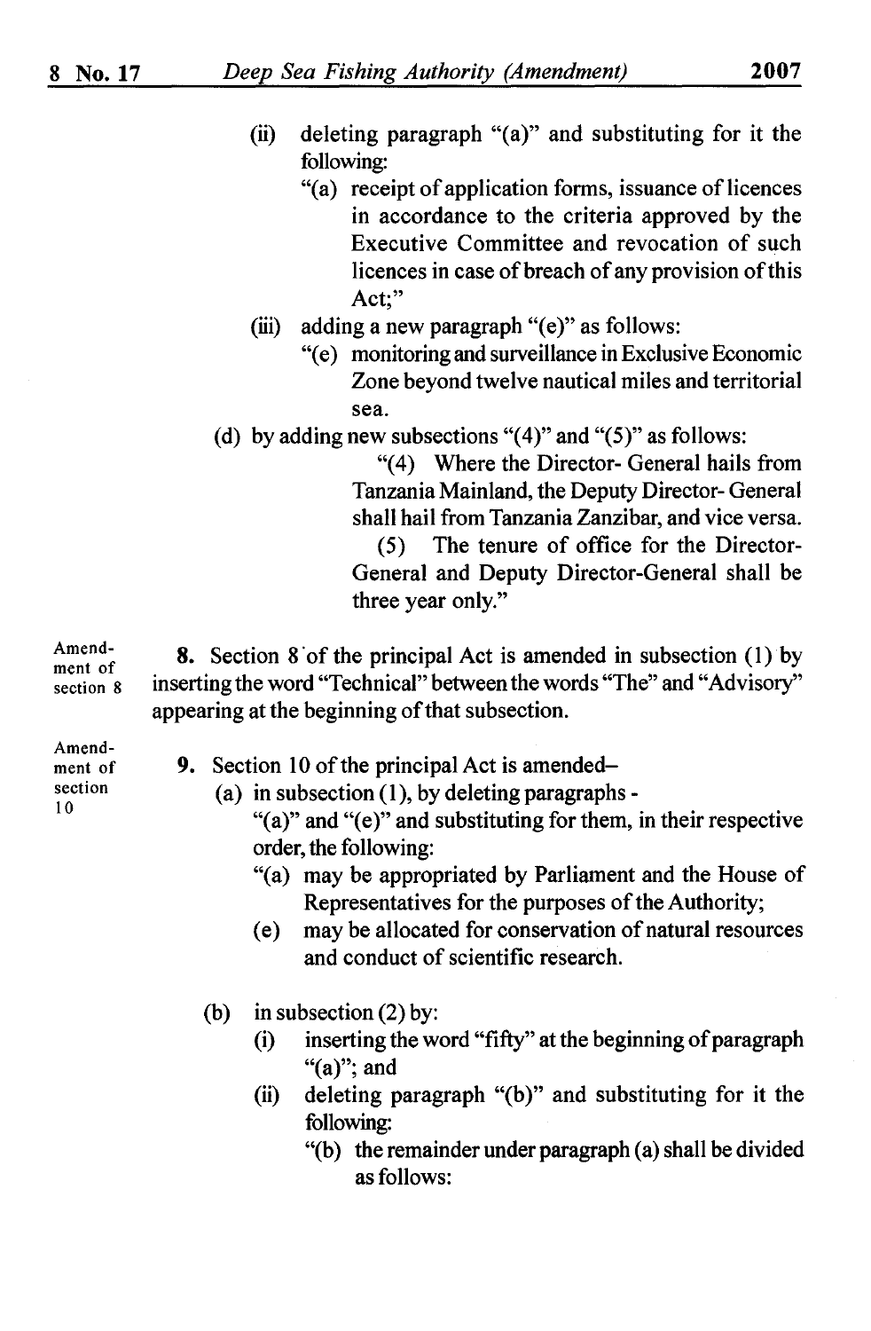(ii) deleting paragraph "(a)" and substituting for it the following:

"(a) receipt of application forms, issuance of licences in accordance to the criteria approved by the Executive Committee and revocation of such licences in case of breach of any provision of this Act;"

(iii) adding a new paragraph "(e)" as follows:

"(e) monitoring and surveillance in Exclusive Economic Zone beyond twelve nautical miles and territorial sea.

(d) by adding new subsections "(4)" and "(5)" as follows:

"(4) Where the Director- General hails from Tanzania Mainland, the Deputy Director- General shall hail from Tanzania Zanzibar, and vice versa.

(5) The tenure of office for the Director-General and Deputy Director-General shall be three year only."

Amendment of section 8

**8.** Section 8 of the principal Act is amended in subsection (1) by inserting the word "Technical" between the words "The" and "Advisory" appearing at the beginning of that subsection.

Amendment of section 10

**9.** Section 10 of the principal Act is amended–

(a) in subsection (1), by deleting paragraphs - "(a)" and "(e)" and substituting for them, in their respective order, the following:

"(a) may be appropriated by Parliament and the House of Representatives for the purposes of the Authority;

(e) may be allocated for conservation of natural resources and conduct of scientific research.

(b) in subsection (2) by:

(i) inserting the word "fifty" at the beginning of paragraph "(a)"; and

(ii) deleting paragraph "(b)" and substituting for it the following:

"(b) the remainder under paragraph (a) shall be divided as follows: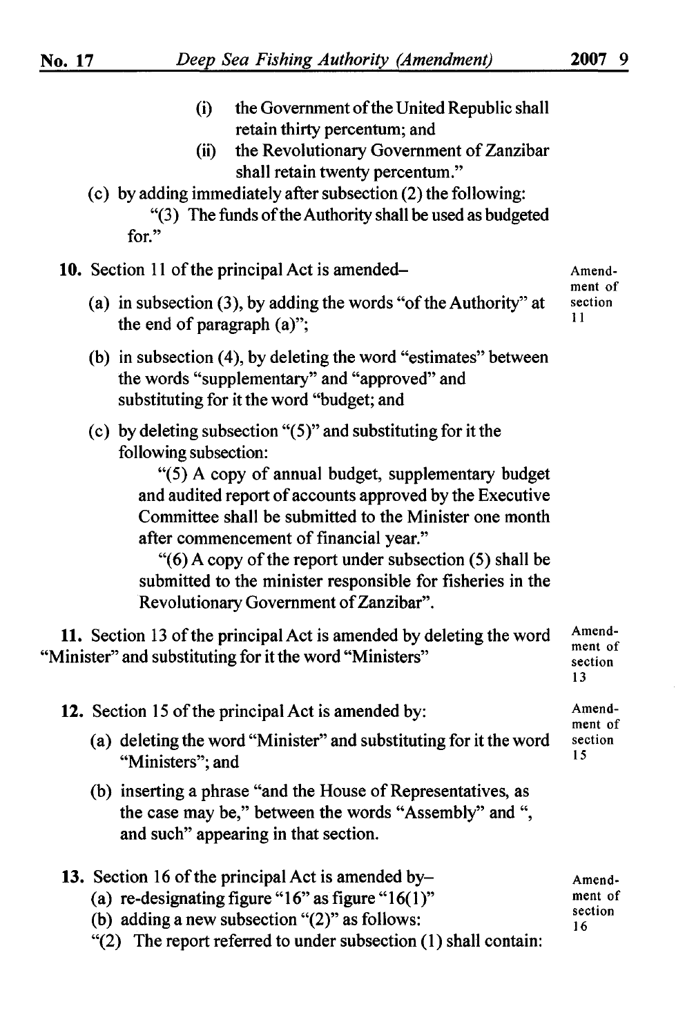(i) the Government of the United Republic shall retain thirty percentum; and

(ii) the Revolutionary Government of Zanzibar shall retain twenty percentum."

(c) by adding immediately after subsection (2) the following:

"(3) The funds of the Authority shall be used as budgeted for."

Amendment of section 11

**10.** Section 11 of the principal Act is amended–

(a) in subsection (3), by adding the words "of the Authority" at the end of paragraph (a)";

(b) in subsection (4), by deleting the word "estimates" between the words "supplementary" and "approved" and substituting for it the word "budget; and

(c) by deleting subsection "(5)" and substituting for it the following subsection:

"(5) A copy of annual budget, supplementary budget and audited report of accounts approved by the Executive Committee shall be submitted to the Minister one month after commencement of financial year."

"(6) A copy of the report under subsection (5) shall be submitted to the minister responsible for fisheries in the Revolutionary Government of Zanzibar".

Amendment of section 13

**11.** Section 13 of the principal Act is amended by deleting the word "Minister" and substituting for it the word "Ministers"

Amendment of section 15

**12.** Section 15 of the principal Act is amended by:

(a) deleting the word "Minister" and substituting for it the word "Ministers"; and

(b) inserting a phrase "and the House of Representatives, as the case may be," between the words "Assembly" and ", and such" appearing in that section.

Amendment of section 16

**13.** Section 16 of the principal Act is amended by–

(a) re-designating figure "16" as figure "16(1)"

(b) adding a new subsection "(2)" as follows:

"(2) The report referred to under subsection (1) shall contain: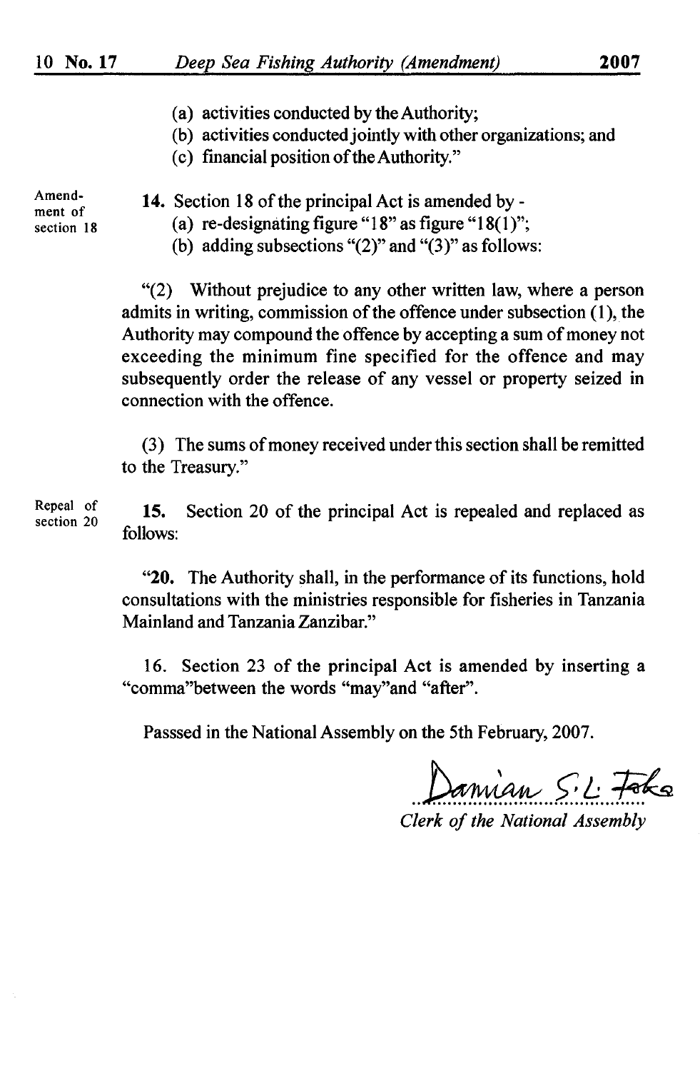(a) activities conducted by the Authority;

(b) activities conducted jointly with other organizations; and

(c) financial position of the Authority."

Amendment of section 18

**14.** Section 18 of the principal Act is amended by -

(a) re-designating figure "18" as figure "18(1)";

(b) adding subsections "(2)" and "(3)" as follows:

"(2) Without prejudice to any other written law, where a person admits in writing, commission of the offence under subsection (1), the Authority may compound the offence by accepting a sum of money not exceeding the minimum fine specified for the offence and may subsequently order the release of any vessel or property seized in connection with the offence.

(3) The sums of money received under this section shall be remitted to the Treasury."

Repeal of section 20

**15.** Section 20 of the principal Act is repealed and replaced as follows:

"**20.** The Authority shall, in the performance of its functions, hold consultations with the ministries responsible for fisheries in Tanzania Mainland and Tanzania Zanzibar."

16. Section 23 of the principal Act is amended by inserting a "comma"between the words "may"and "after".

Passsed in the National Assembly on the 5th February, 2007.

Damian S. L. Foka

*Clerk of the National Assembly*